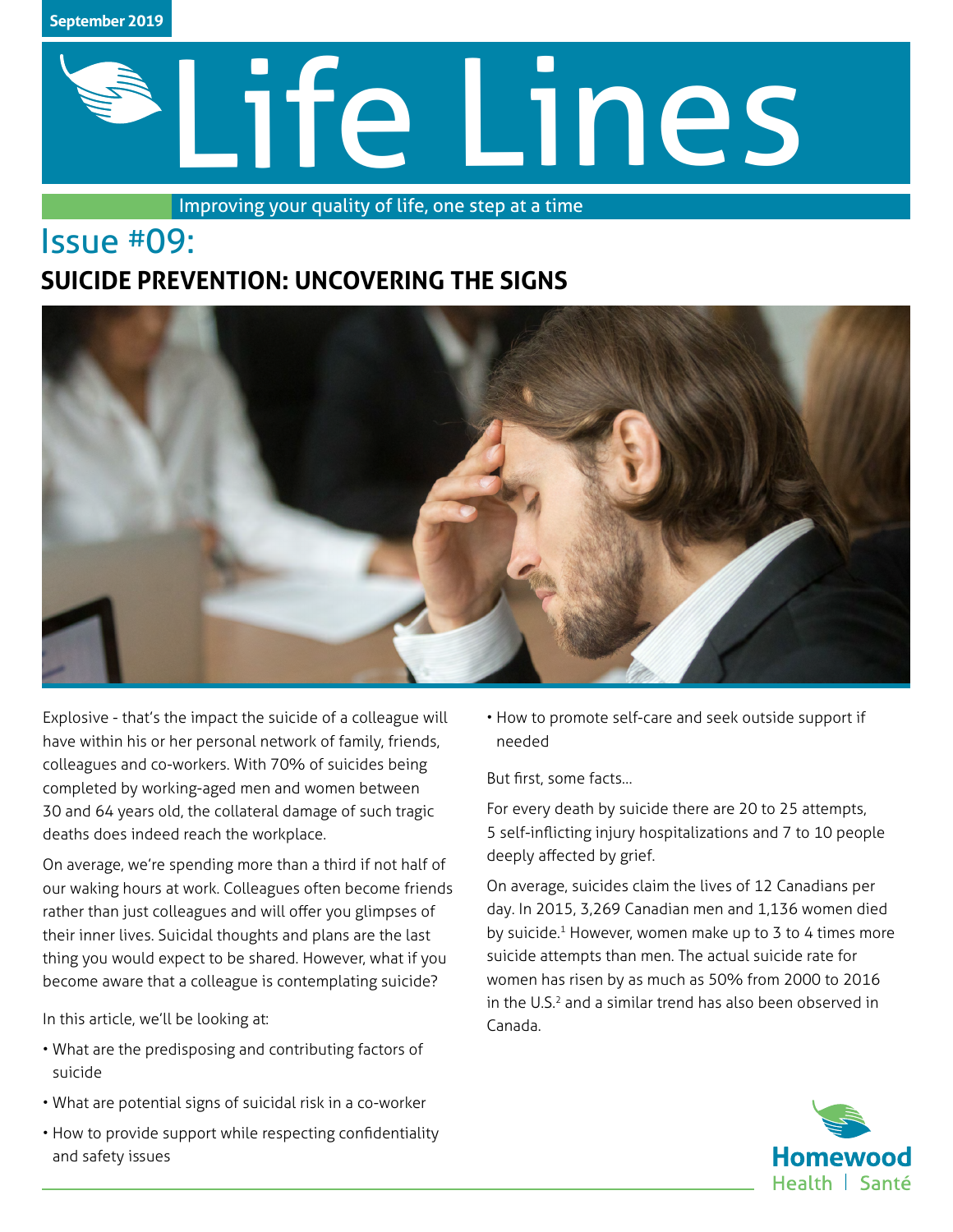September 2019

# Life Lines

Improving your quality of life, one step at a time

## Issue #09:

## SUICIDE PREVENTION: UNCOVERING THE SIGNS

Explosive - that's the impact the suicide of a colleague will have within his or her personal network of family, friends, colleagues and co-workers. With 70% of suicides being completed by working-aged men and women between 30 and 64 years old, the collateral damage of such tragic deaths does indeed reach the workplace.

On average, we're spending more than a third if not half of our waking hours at work. Colleagues often become friends rather than just colleagues and will offer you glimpses of their inner lives. Suicidal thoughts and plans are the last thing you would expect to be shared. However, what if you become aware that a colleague is contemplating suicide?

In this article, we'll be looking at:

- What are the predisposing and contributing factors of suicide
- What are potential signs of suicidal risk in a co-worker
- How to provide support while respecting confidentiality and safety issues
- How to promote self-care and seek outside support if needed

But first, some facts...

For every death by suicide there are 20 to 25 attempts, 5 self-inflicting injury hospitalizations and 7 to 10 people deeply affected by grief.

On average, suicides claim the lives of 12 Canadians per day. In 2015, 3,269 Canadian men and 1,136 women died by suicide.[1] However, women make up to 3 to 4 times more suicide attempts than men. The actual suicide rate for women has risen by as much as 50% from 2000 to 2016 in the U.S.[2] and a similar trend has also been observed in Canada.

Homewood Health | Santé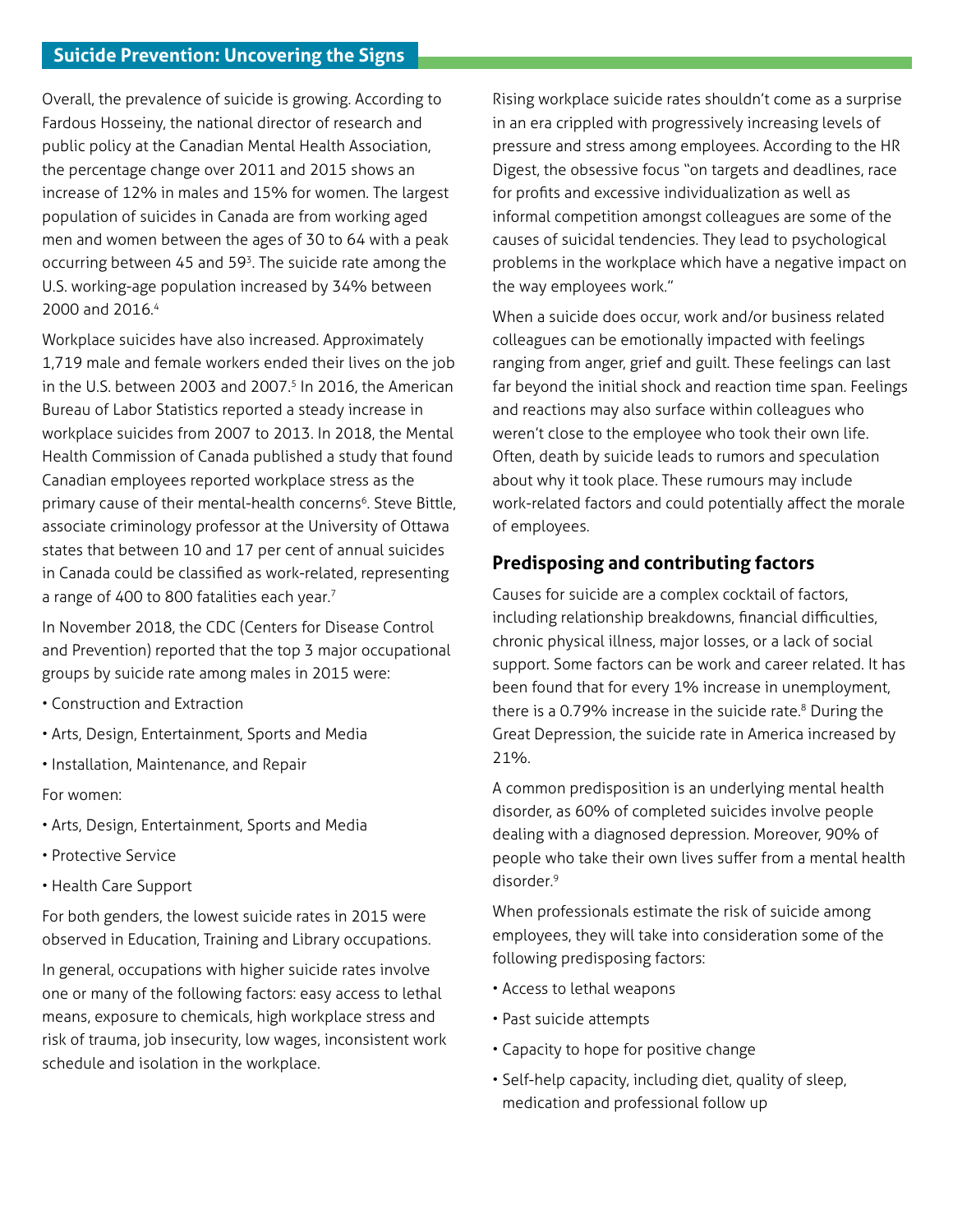## Suicide Prevention: Uncovering the Signs

Overall, the prevalence of suicide is growing. According to Fardous Hosseiny, the national director of research and public policy at the Canadian Mental Health Association, the percentage change over 2011 and 2015 shows an increase of 12% in males and 15% for women. The largest population of suicides in Canada are from working aged men and women between the ages of 30 to 64 with a peak occurring between 45 and 59[3]. The suicide rate among the U.S. working-age population increased by 34% between 2000 and 2016.[4]

Workplace suicides have also increased. Approximately 1,719 male and female workers ended their lives on the job in the U.S. between 2003 and 2007.[5] In 2016, the American Bureau of Labor Statistics reported a steady increase in workplace suicides from 2007 to 2013. In 2018, the Mental Health Commission of Canada published a study that found Canadian employees reported workplace stress as the primary cause of their mental-health concerns[6]. Steve Bittle, associate criminology professor at the University of Ottawa states that between 10 and 17 per cent of annual suicides in Canada could be classified as work-related, representing a range of 400 to 800 fatalities each year.[7]

In November 2018, the CDC (Centers for Disease Control and Prevention) reported that the top 3 major occupational groups by suicide rate among males in 2015 were:

- Construction and Extraction
- Arts, Design, Entertainment, Sports and Media
- Installation, Maintenance, and Repair

For women:

- Arts, Design, Entertainment, Sports and Media
- Protective Service
- Health Care Support

For both genders, the lowest suicide rates in 2015 were observed in Education, Training and Library occupations.

In general, occupations with higher suicide rates involve one or many of the following factors: easy access to lethal means, exposure to chemicals, high workplace stress and risk of trauma, job insecurity, low wages, inconsistent work schedule and isolation in the workplace.

Rising workplace suicide rates shouldn't come as a surprise in an era crippled with progressively increasing levels of pressure and stress among employees. According to the HR Digest, the obsessive focus "on targets and deadlines, race for profits and excessive individualization as well as informal competition amongst colleagues are some of the causes of suicidal tendencies. They lead to psychological problems in the workplace which have a negative impact on the way employees work."

When a suicide does occur, work and/or business related colleagues can be emotionally impacted with feelings ranging from anger, grief and guilt. These feelings can last far beyond the initial shock and reaction time span. Feelings and reactions may also surface within colleagues who weren't close to the employee who took their own life. Often, death by suicide leads to rumors and speculation about why it took place. These rumours may include work-related factors and could potentially affect the morale of employees.

### Predisposing and contributing factors

Causes for suicide are a complex cocktail of factors, including relationship breakdowns, financial difficulties, chronic physical illness, major losses, or a lack of social support. Some factors can be work and career related. It has been found that for every 1% increase in unemployment, there is a 0.79% increase in the suicide rate.[8] During the Great Depression, the suicide rate in America increased by 21%.

A common predisposition is an underlying mental health disorder, as 60% of completed suicides involve people dealing with a diagnosed depression. Moreover, 90% of people who take their own lives suffer from a mental health disorder.[9]

When professionals estimate the risk of suicide among employees, they will take into consideration some of the following predisposing factors:

- Access to lethal weapons
- Past suicide attempts
- Capacity to hope for positive change
- Self-help capacity, including diet, quality of sleep, medication and professional follow up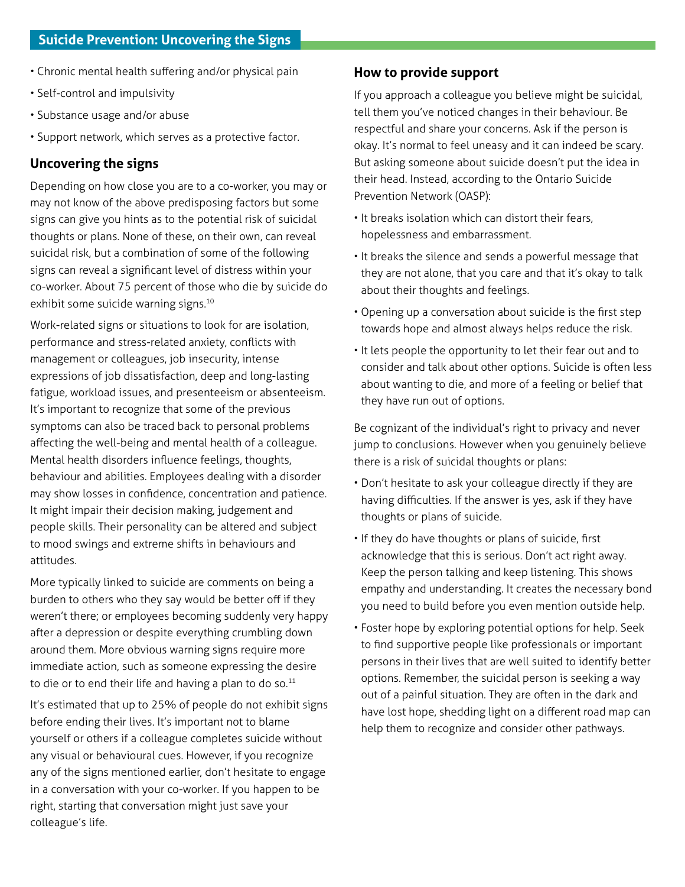- Chronic mental health suffering and/or physical pain
- Self-control and impulsivity
- Substance usage and/or abuse
- Support network, which serves as a protective factor.

## Uncovering the signs

Depending on how close you are to a co-worker, you may or may not know of the above predisposing factors but some signs can give you hints as to the potential risk of suicidal thoughts or plans. None of these, on their own, can reveal suicidal risk, but a combination of some of the following signs can reveal a significant level of distress within your co-worker. About 75 percent of those who die by suicide do exhibit some suicide warning signs.[10]

Work-related signs or situations to look for are isolation, performance and stress-related anxiety, conflicts with management or colleagues, job insecurity, intense expressions of job dissatisfaction, deep and long-lasting fatigue, workload issues, and presenteeism or absenteeism. It's important to recognize that some of the previous symptoms can also be traced back to personal problems affecting the well-being and mental health of a colleague. Mental health disorders influence feelings, thoughts, behaviour and abilities. Employees dealing with a disorder may show losses in confidence, concentration and patience. It might impair their decision making, judgement and people skills. Their personality can be altered and subject to mood swings and extreme shifts in behaviours and attitudes.

More typically linked to suicide are comments on being a burden to others who they say would be better off if they weren't there; or employees becoming suddenly very happy after a depression or despite everything crumbling down around them. More obvious warning signs require more immediate action, such as someone expressing the desire to die or to end their life and having a plan to do so.[11]

It's estimated that up to 25% of people do not exhibit signs before ending their lives. It's important not to blame yourself or others if a colleague completes suicide without any visual or behavioural cues. However, if you recognize any of the signs mentioned earlier, don't hesitate to engage in a conversation with your co-worker. If you happen to be right, starting that conversation might just save your colleague's life.

## How to provide support

If you approach a colleague you believe might be suicidal, tell them you've noticed changes in their behaviour. Be respectful and share your concerns. Ask if the person is okay. It's normal to feel uneasy and it can indeed be scary. But asking someone about suicide doesn't put the idea in their head. Instead, according to the Ontario Suicide Prevention Network (OASP):

- It breaks isolation which can distort their fears, hopelessness and embarrassment.
- It breaks the silence and sends a powerful message that they are not alone, that you care and that it's okay to talk about their thoughts and feelings.
- Opening up a conversation about suicide is the first step towards hope and almost always helps reduce the risk.
- It lets people the opportunity to let their fear out and to consider and talk about other options. Suicide is often less about wanting to die, and more of a feeling or belief that they have run out of options.

Be cognizant of the individual's right to privacy and never jump to conclusions. However when you genuinely believe there is a risk of suicidal thoughts or plans:

- Don't hesitate to ask your colleague directly if they are having difficulties. If the answer is yes, ask if they have thoughts or plans of suicide.
- If they do have thoughts or plans of suicide, first acknowledge that this is serious. Don't act right away. Keep the person talking and keep listening. This shows empathy and understanding. It creates the necessary bond you need to build before you even mention outside help.
- Foster hope by exploring potential options for help. Seek to find supportive people like professionals or important persons in their lives that are well suited to identify better options. Remember, the suicidal person is seeking a way out of a painful situation. They are often in the dark and have lost hope, shedding light on a different road map can help them to recognize and consider other pathways.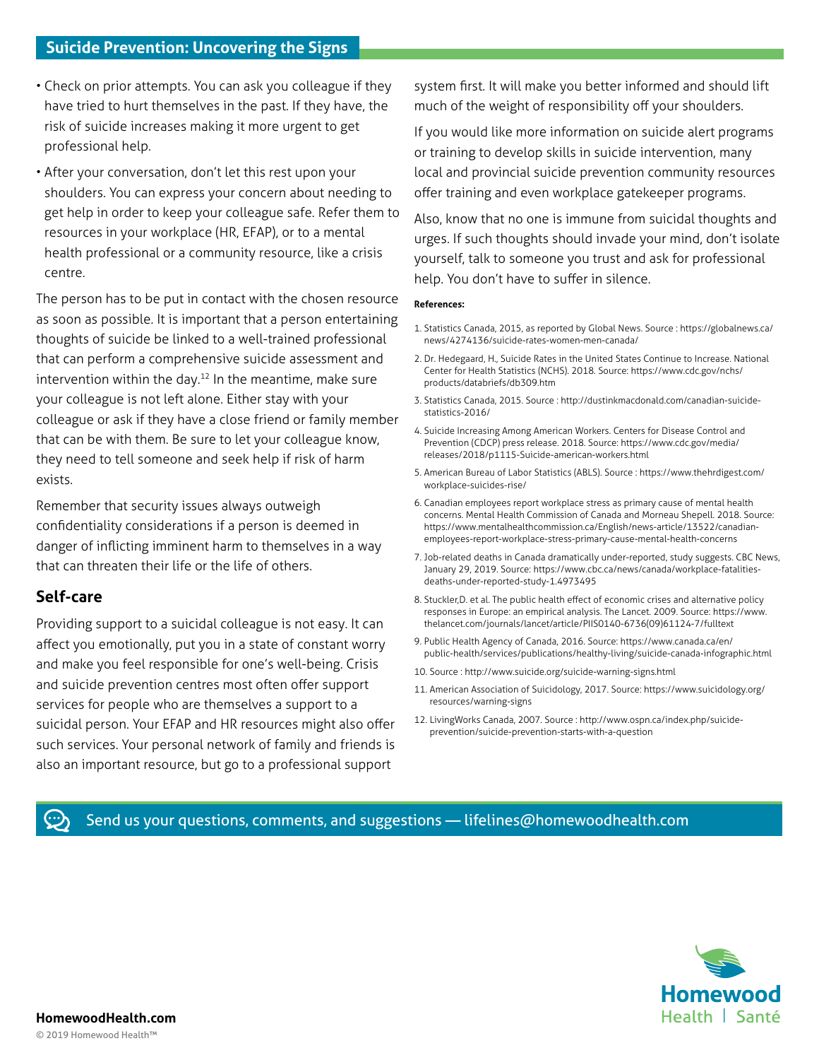- Check on prior attempts. You can ask you colleague if they have tried to hurt themselves in the past. If they have, the risk of suicide increases making it more urgent to get professional help.
- After your conversation, don't let this rest upon your shoulders. You can express your concern about needing to get help in order to keep your colleague safe. Refer them to resources in your workplace (HR, EFAP), or to a mental health professional or a community resource, like a crisis centre.

The person has to be put in contact with the chosen resource as soon as possible. It is important that a person entertaining thoughts of suicide be linked to a well-trained professional that can perform a comprehensive suicide assessment and intervention within the day.[12] In the meantime, make sure your colleague is not left alone. Either stay with your colleague or ask if they have a close friend or family member that can be with them. Be sure to let your colleague know, they need to tell someone and seek help if risk of harm exists.

Remember that security issues always outweigh confidentiality considerations if a person is deemed in danger of inflicting imminent harm to themselves in a way that can threaten their life or the life of others.

## Self-care

Providing support to a suicidal colleague is not easy. It can affect you emotionally, put you in a state of constant worry and make you feel responsible for one's well-being. Crisis and suicide prevention centres most often offer support services for people who are themselves a support to a suicidal person. Your EFAP and HR resources might also offer such services. Your personal network of family and friends is also an important resource, but go to a professional support system first. It will make you better informed and should lift much of the weight of responsibility off your shoulders.

If you would like more information on suicide alert programs or training to develop skills in suicide intervention, many local and provincial suicide prevention community resources offer training and even workplace gatekeeper programs.

Also, know that no one is immune from suicidal thoughts and urges. If such thoughts should invade your mind, don't isolate yourself, talk to someone you trust and ask for professional help. You don't have to suffer in silence.

**References:**

1. Statistics Canada, 2015, as reported by Global News. Source : https://globalnews.ca/news/4274136/suicide-rates-women-men-canada/
2. Dr. Hedegaard, H., Suicide Rates in the United States Continue to Increase. National Center for Health Statistics (NCHS). 2018. Source: https://www.cdc.gov/nchs/products/databriefs/db309.htm
3. Statistics Canada, 2015. Source : http://dustinkmacdonald.com/canadian-suicide-statistics-2016/
4. Suicide Increasing Among American Workers. Centers for Disease Control and Prevention (CDCP) press release. 2018. Source: https://www.cdc.gov/media/releases/2018/p1115-Suicide-american-workers.html
5. American Bureau of Labor Statistics (ABLS). Source : https://www.thehrdigest.com/workplace-suicides-rise/
6. Canadian employees report workplace stress as primary cause of mental health concerns. Mental Health Commission of Canada and Morneau Shepell. 2018. Source: https://www.mentalhealthcommission.ca/English/news-article/13522/canadian-employees-report-workplace-stress-primary-cause-mental-health-concerns
7. Job-related deaths in Canada dramatically under-reported, study suggests. CBC News, January 29, 2019. Source: https://www.cbc.ca/news/canada/workplace-fatalities-deaths-under-reported-study-1.4973495
8. Stuckler,D. et al. The public health effect of economic crises and alternative policy responses in Europe: an empirical analysis. The Lancet. 2009. Source: https://www.thelancet.com/journals/lancet/article/PIIS0140-6736(09)61124-7/fulltext
9. Public Health Agency of Canada, 2016. Source: https://www.canada.ca/en/public-health/services/publications/healthy-living/suicide-canada-infographic.html
10. Source : http://www.suicide.org/suicide-warning-signs.html
11. American Association of Suicidology, 2017. Source: https://www.suicidology.org/resources/warning-signs
12. LivingWorks Canada, 2007. Source : http://www.ospn.ca/index.php/suicide-prevention/suicide-prevention-starts-with-a-question

Send us your questions, comments, and suggestions — lifelines@homewoodhealth.com

**HomewoodHealth.com**

© 2019 Homewood Health™

Homewood Health | Santé